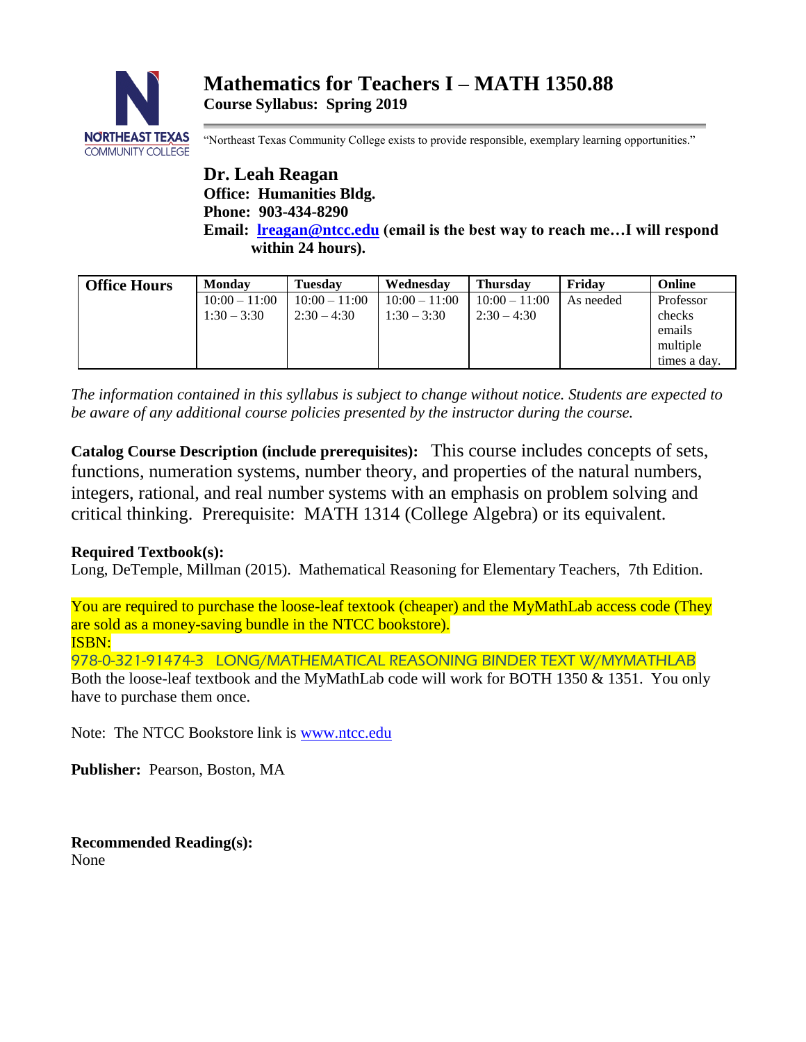# Mathematics for Teachers I – MATH 1350.88

**Course Syllabus: Spring 2019**

"Northeast Texas Community College exists to provide responsible, exemplary learning opportunities."

## Dr. Leah Reagan

**Office: Humanities Bldg.**
**Phone: 903-434-8290**
**Email: lreagan@ntcc.edu (email is the best way to reach me…I will respond within 24 hours).**

| Office Hours | Monday | Tuesday | Wednesday | Thursday | Friday | Online |
|---|---|---|---|---|---|---|
| | 10:00 – 11:00<br>1:30 – 3:30 | 10:00 – 11:00<br>2:30 – 4:30 | 10:00 – 11:00<br>1:30 – 3:30 | 10:00 – 11:00<br>2:30 – 4:30 | As needed | Professor checks emails multiple times a day. |

*The information contained in this syllabus is subject to change without notice. Students are expected to be aware of any additional course policies presented by the instructor during the course.*

**Catalog Course Description (include prerequisites):** This course includes concepts of sets, functions, numeration systems, number theory, and properties of the natural numbers, integers, rational, and real number systems with an emphasis on problem solving and critical thinking. Prerequisite: MATH 1314 (College Algebra) or its equivalent.

**Required Textbook(s):**
Long, DeTemple, Millman (2015). Mathematical Reasoning for Elementary Teachers, 7th Edition.

You are required to purchase the loose-leaf textook (cheaper) and the MyMathLab access code (They are sold as a money-saving bundle in the NTCC bookstore).
ISBN:
978-0-321-91474-3 LONG/MATHEMATICAL REASONING BINDER TEXT W/MYMATHLAB
Both the loose-leaf textbook and the MyMathLab code will work for BOTH 1350 & 1351. You only have to purchase them once.

Note: The NTCC Bookstore link is www.ntcc.edu

**Publisher:** Pearson, Boston, MA

**Recommended Reading(s):**
None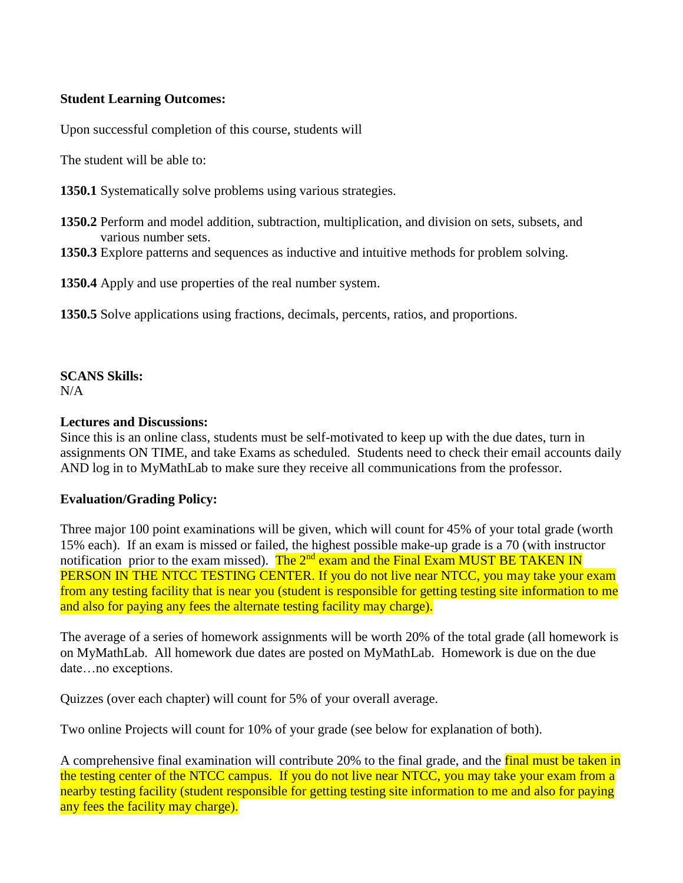**Student Learning Outcomes:**

Upon successful completion of this course, students will

The student will be able to:

**1350.1** Systematically solve problems using various strategies.

**1350.2** Perform and model addition, subtraction, multiplication, and division on sets, subsets, and various number sets.

**1350.3** Explore patterns and sequences as inductive and intuitive methods for problem solving.

**1350.4** Apply and use properties of the real number system.

**1350.5** Solve applications using fractions, decimals, percents, ratios, and proportions.

**SCANS Skills:**
N/A

**Lectures and Discussions:**
Since this is an online class, students must be self-motivated to keep up with the due dates, turn in assignments ON TIME, and take Exams as scheduled. Students need to check their email accounts daily AND log in to MyMathLab to make sure they receive all communications from the professor.

**Evaluation/Grading Policy:**

Three major 100 point examinations will be given, which will count for 45% of your total grade (worth 15% each). If an exam is missed or failed, the highest possible make-up grade is a 70 (with instructor notification prior to the exam missed). The 2nd exam and the Final Exam MUST BE TAKEN IN PERSON IN THE NTCC TESTING CENTER. If you do not live near NTCC, you may take your exam from any testing facility that is near you (student is responsible for getting testing site information to me and also for paying any fees the alternate testing facility may charge).

The average of a series of homework assignments will be worth 20% of the total grade (all homework is on MyMathLab. All homework due dates are posted on MyMathLab. Homework is due on the due date…no exceptions.

Quizzes (over each chapter) will count for 5% of your overall average.

Two online Projects will count for 10% of your grade (see below for explanation of both).

A comprehensive final examination will contribute 20% to the final grade, and the final must be taken in the testing center of the NTCC campus. If you do not live near NTCC, you may take your exam from a nearby testing facility (student responsible for getting testing site information to me and also for paying any fees the facility may charge).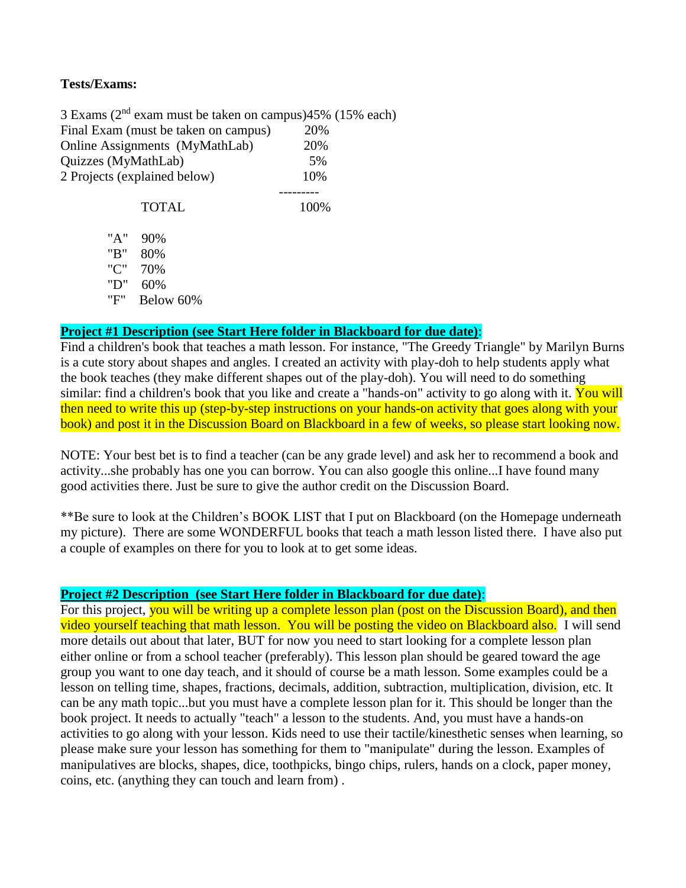**Tests/Exams:**

| | |
|---|---|
| 3 Exams ($2^{nd}$ exam must be taken on campus) | 45% (15% each) |
| Final Exam (must be taken on campus) | 20% |
| Online Assignments (MyMathLab) | 20% |
| Quizzes (MyMathLab) | 5% |
| 2 Projects (explained below) | 10% |
| TOTAL | 100% |

| | |
|---|---|
| "A" | 90% |
| "B" | 80% |
| "C" | 70% |
| "D" | 60% |
| "F" | Below 60% |

**Project #1 Description (see Start Here folder in Blackboard for due date)**:
Find a children's book that teaches a math lesson. For instance, "The Greedy Triangle" by Marilyn Burns is a cute story about shapes and angles. I created an activity with play-doh to help students apply what the book teaches (they make different shapes out of the play-doh). You will need to do something similar: find a children's book that you like and create a "hands-on" activity to go along with it. You will then need to write this up (step-by-step instructions on your hands-on activity that goes along with your book) and post it in the Discussion Board on Blackboard in a few of weeks, so please start looking now.

NOTE: Your best bet is to find a teacher (can be any grade level) and ask her to recommend a book and activity...she probably has one you can borrow. You can also google this online...I have found many good activities there. Just be sure to give the author credit on the Discussion Board.

**Be sure to look at the Children's BOOK LIST that I put on Blackboard (on the Homepage underneath my picture). There are some WONDERFUL books that teach a math lesson listed there. I have also put a couple of examples on there for you to look at to get some ideas.

**Project #2 Description (see Start Here folder in Blackboard for due date)**:
For this project, you will be writing up a complete lesson plan (post on the Discussion Board), and then video yourself teaching that math lesson. You will be posting the video on Blackboard also. I will send more details out about that later, BUT for now you need to start looking for a complete lesson plan either online or from a school teacher (preferably). This lesson plan should be geared toward the age group you want to one day teach, and it should of course be a math lesson. Some examples could be a lesson on telling time, shapes, fractions, decimals, addition, subtraction, multiplication, division, etc. It can be any math topic...but you must have a complete lesson plan for it. This should be longer than the book project. It needs to actually "teach" a lesson to the students. And, you must have a hands-on activities to go along with your lesson. Kids need to use their tactile/kinesthetic senses when learning, so please make sure your lesson has something for them to "manipulate" during the lesson. Examples of manipulatives are blocks, shapes, dice, toothpicks, bingo chips, rulers, hands on a clock, paper money, coins, etc. (anything they can touch and learn from) .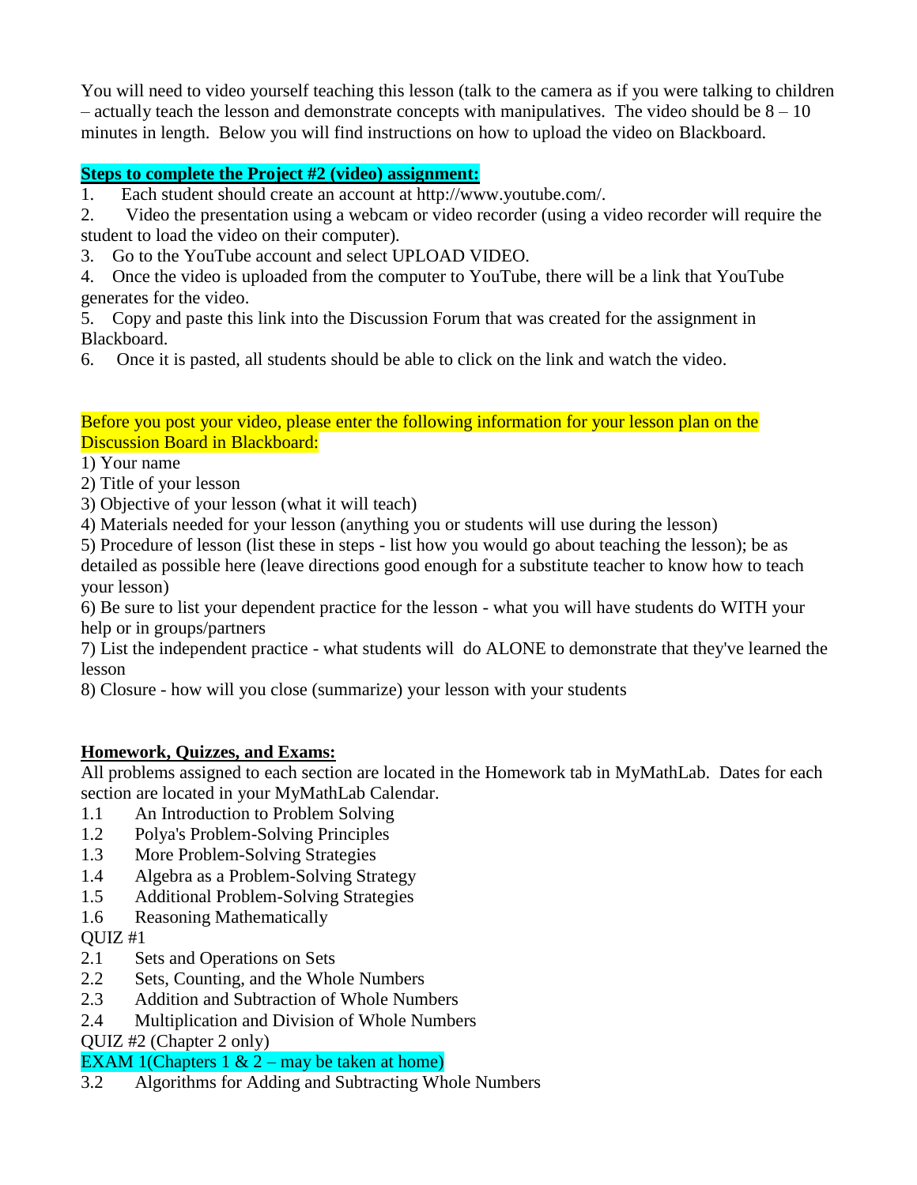You will need to video yourself teaching this lesson (talk to the camera as if you were talking to children – actually teach the lesson and demonstrate concepts with manipulatives. The video should be 8 – 10 minutes in length. Below you will find instructions on how to upload the video on Blackboard.

**Steps to complete the Project #2 (video) assignment:**

1. Each student should create an account at http://www.youtube.com/.
2. Video the presentation using a webcam or video recorder (using a video recorder will require the student to load the video on their computer).
3. Go to the YouTube account and select UPLOAD VIDEO.
4. Once the video is uploaded from the computer to YouTube, there will be a link that YouTube generates for the video.
5. Copy and paste this link into the Discussion Forum that was created for the assignment in Blackboard.
6. Once it is pasted, all students should be able to click on the link and watch the video.

Before you post your video, please enter the following information for your lesson plan on the Discussion Board in Blackboard:

1) Your name
2) Title of your lesson
3) Objective of your lesson (what it will teach)
4) Materials needed for your lesson (anything you or students will use during the lesson)
5) Procedure of lesson (list these in steps - list how you would go about teaching the lesson); be as detailed as possible here (leave directions good enough for a substitute teacher to know how to teach your lesson)
6) Be sure to list your dependent practice for the lesson - what you will have students do WITH your help or in groups/partners
7) List the independent practice - what students will do ALONE to demonstrate that they've learned the lesson
8) Closure - how will you close (summarize) your lesson with your students

**Homework, Quizzes, and Exams:**

All problems assigned to each section are located in the Homework tab in MyMathLab. Dates for each section are located in your MyMathLab Calendar.

1.1 An Introduction to Problem Solving
1.2 Polya's Problem-Solving Principles
1.3 More Problem-Solving Strategies
1.4 Algebra as a Problem-Solving Strategy
1.5 Additional Problem-Solving Strategies
1.6 Reasoning Mathematically
QUIZ #1
2.1 Sets and Operations on Sets
2.2 Sets, Counting, and the Whole Numbers
2.3 Addition and Subtraction of Whole Numbers
2.4 Multiplication and Division of Whole Numbers
QUIZ #2 (Chapter 2 only)
EXAM 1(Chapters 1 & 2 – may be taken at home)
3.2 Algorithms for Adding and Subtracting Whole Numbers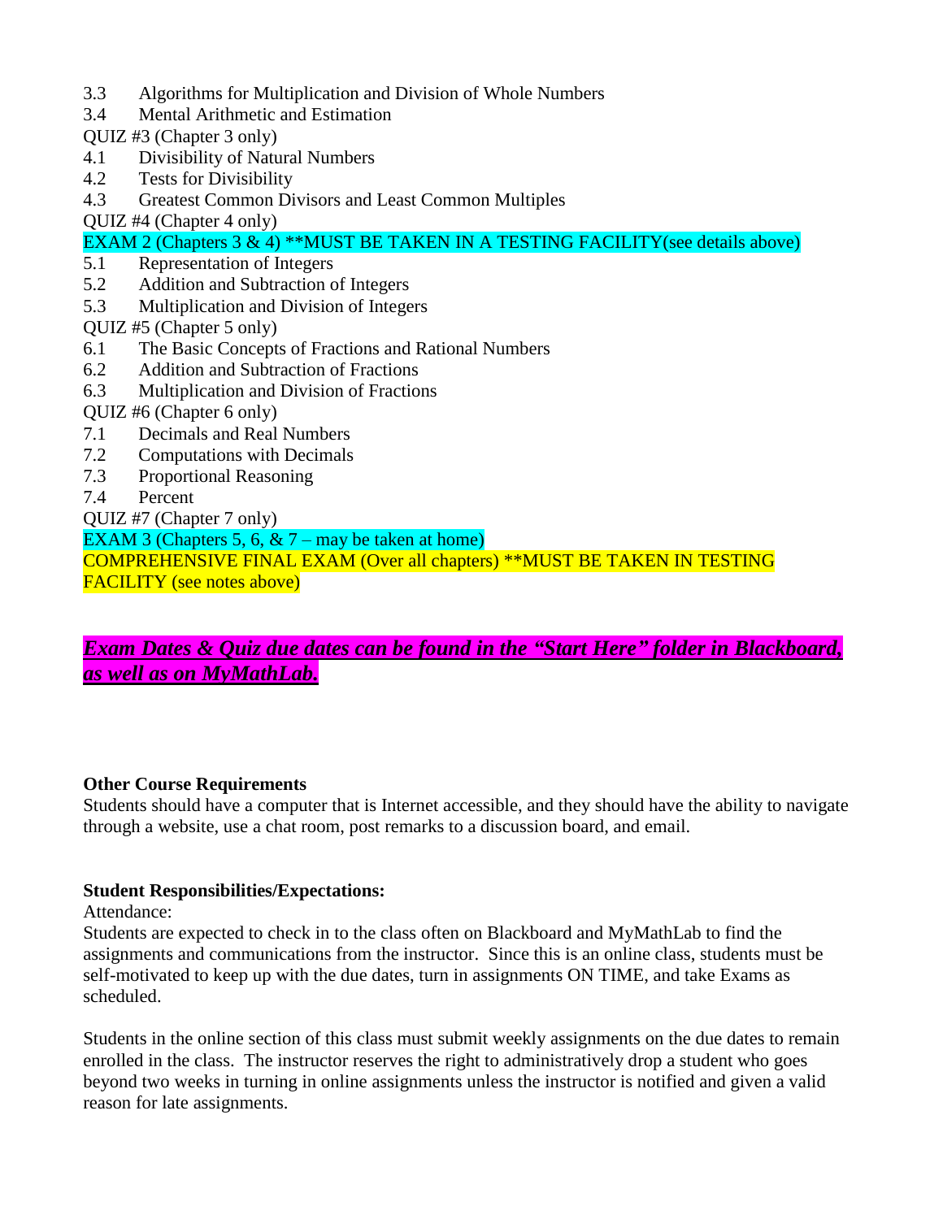3.3 Algorithms for Multiplication and Division of Whole Numbers
3.4 Mental Arithmetic and Estimation
QUIZ #3 (Chapter 3 only)
4.1 Divisibility of Natural Numbers
4.2 Tests for Divisibility
4.3 Greatest Common Divisors and Least Common Multiples
QUIZ #4 (Chapter 4 only)
EXAM 2 (Chapters 3 & 4) **MUST BE TAKEN IN A TESTING FACILITY(see details above)
5.1 Representation of Integers
5.2 Addition and Subtraction of Integers
5.3 Multiplication and Division of Integers
QUIZ #5 (Chapter 5 only)
6.1 The Basic Concepts of Fractions and Rational Numbers
6.2 Addition and Subtraction of Fractions
6.3 Multiplication and Division of Fractions
QUIZ #6 (Chapter 6 only)
7.1 Decimals and Real Numbers
7.2 Computations with Decimals
7.3 Proportional Reasoning
7.4 Percent
QUIZ #7 (Chapter 7 only)
EXAM 3 (Chapters 5, 6, & 7 – may be taken at home)
COMPREHENSIVE FINAL EXAM (Over all chapters) **MUST BE TAKEN IN TESTING FACILITY (see notes above)

***Exam Dates & Quiz due dates can be found in the "Start Here" folder in Blackboard, as well as on MyMathLab.***

**Other Course Requirements**
Students should have a computer that is Internet accessible, and they should have the ability to navigate through a website, use a chat room, post remarks to a discussion board, and email.

**Student Responsibilities/Expectations:**
Attendance:
Students are expected to check in to the class often on Blackboard and MyMathLab to find the assignments and communications from the instructor. Since this is an online class, students must be self-motivated to keep up with the due dates, turn in assignments ON TIME, and take Exams as scheduled.

Students in the online section of this class must submit weekly assignments on the due dates to remain enrolled in the class. The instructor reserves the right to administratively drop a student who goes beyond two weeks in turning in online assignments unless the instructor is notified and given a valid reason for late assignments.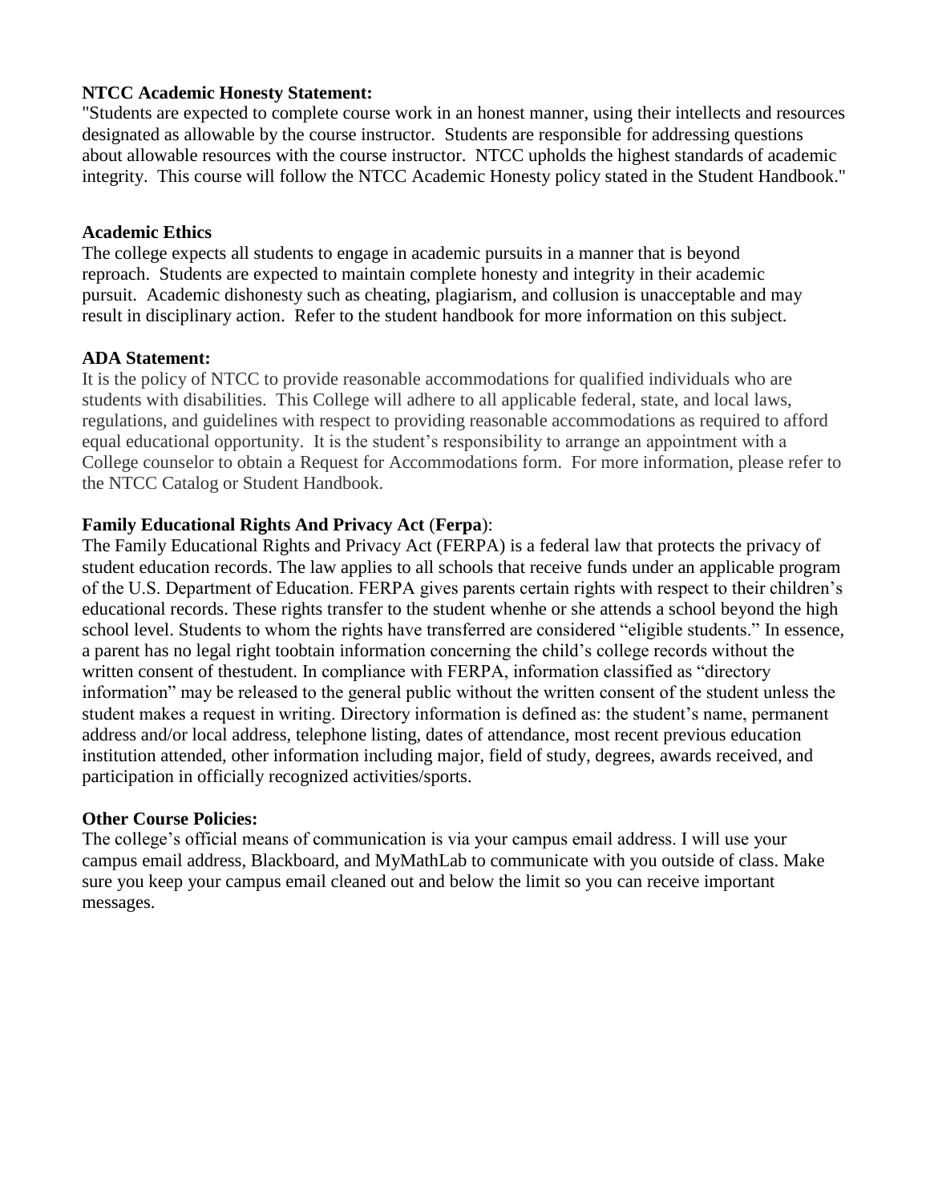**NTCC Academic Honesty Statement:**
"Students are expected to complete course work in an honest manner, using their intellects and resources designated as allowable by the course instructor. Students are responsible for addressing questions about allowable resources with the course instructor. NTCC upholds the highest standards of academic integrity. This course will follow the NTCC Academic Honesty policy stated in the Student Handbook."

**Academic Ethics**
The college expects all students to engage in academic pursuits in a manner that is beyond reproach. Students are expected to maintain complete honesty and integrity in their academic pursuit. Academic dishonesty such as cheating, plagiarism, and collusion is unacceptable and may result in disciplinary action. Refer to the student handbook for more information on this subject.

**ADA Statement:**
It is the policy of NTCC to provide reasonable accommodations for qualified individuals who are students with disabilities. This College will adhere to all applicable federal, state, and local laws, regulations, and guidelines with respect to providing reasonable accommodations as required to afford equal educational opportunity. It is the student's responsibility to arrange an appointment with a College counselor to obtain a Request for Accommodations form. For more information, please refer to the NTCC Catalog or Student Handbook.

**Family Educational Rights And Privacy Act** (**Ferpa**):
The Family Educational Rights and Privacy Act (FERPA) is a federal law that protects the privacy of student education records. The law applies to all schools that receive funds under an applicable program of the U.S. Department of Education. FERPA gives parents certain rights with respect to their children's educational records. These rights transfer to the student whenhe or she attends a school beyond the high school level. Students to whom the rights have transferred are considered "eligible students." In essence, a parent has no legal right toobtain information concerning the child's college records without the written consent of thestudent. In compliance with FERPA, information classified as "directory information" may be released to the general public without the written consent of the student unless the student makes a request in writing. Directory information is defined as: the student's name, permanent address and/or local address, telephone listing, dates of attendance, most recent previous education institution attended, other information including major, field of study, degrees, awards received, and participation in officially recognized activities/sports.

**Other Course Policies:**
The college's official means of communication is via your campus email address. I will use your campus email address, Blackboard, and MyMathLab to communicate with you outside of class. Make sure you keep your campus email cleaned out and below the limit so you can receive important messages.